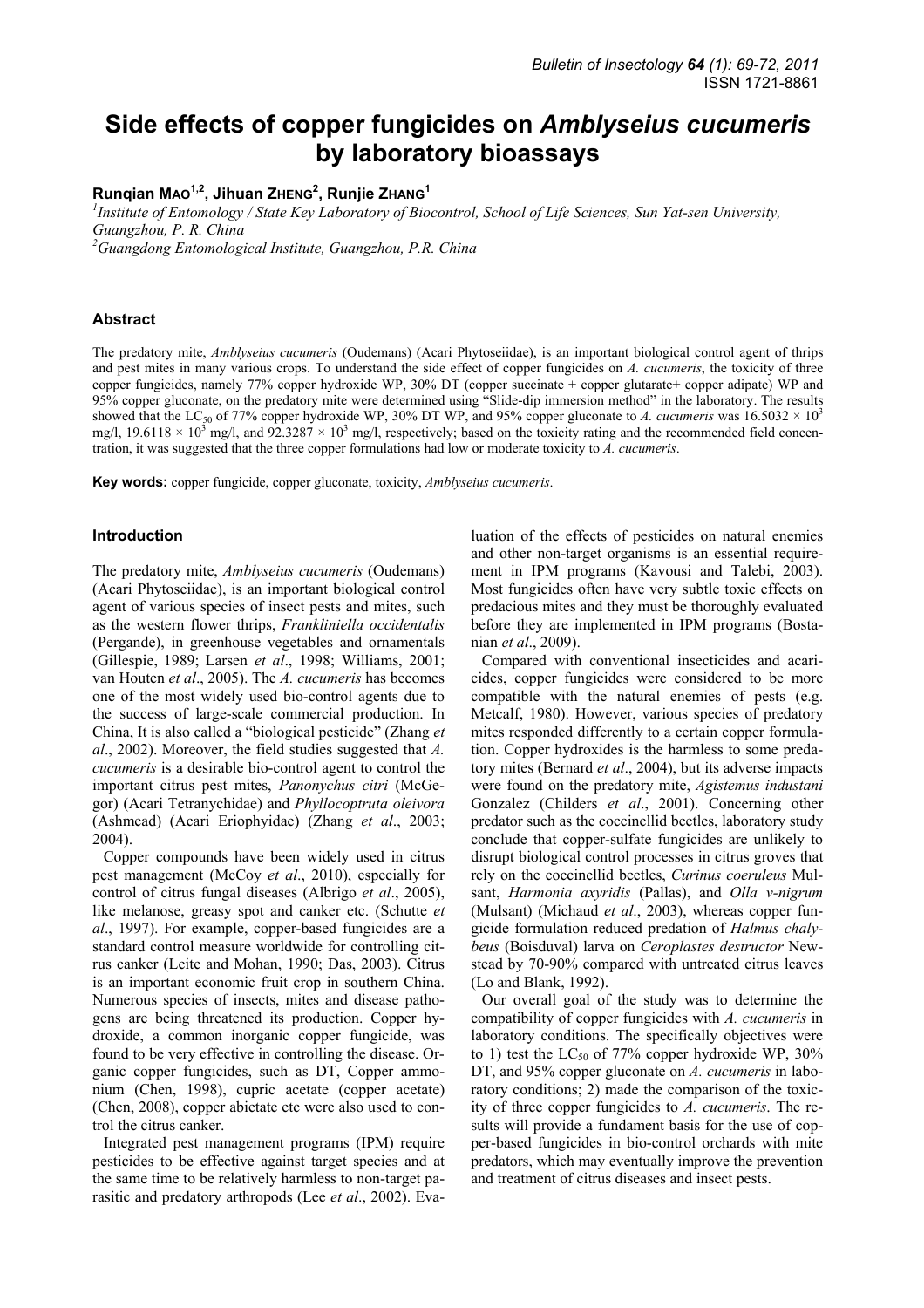# Side effects of copper fungicides on *Amblyseius cucumeris* by laboratory bioassays

**Runqian Mao[1,2], Jihuan Zheng[2], Runjie Zhang[1]**

[1]*Institute of Entomology / State Key Laboratory of Biocontrol, School of Life Sciences, Sun Yat-sen University, Guangzhou, P. R. China*
[2]*Guangdong Entomological Institute, Guangzhou, P.R. China*

## Abstract

The predatory mite, *Amblyseius cucumeris* (Oudemans) (Acari Phytoseiidae), is an important biological control agent of thrips and pest mites in many various crops. To understand the side effect of copper fungicides on *A. cucumeris*, the toxicity of three copper fungicides, namely 77% copper hydroxide WP, 30% DT (copper succinate + copper glutarate+ copper adipate) WP and 95% copper gluconate, on the predatory mite were determined using "Slide-dip immersion method" in the laboratory. The results showed that the $LC_{50}$ of 77% copper hydroxide WP, 30% DT WP, and 95% copper gluconate to *A. cucumeris* was $16.5032 \times 10^3$ mg/l, $19.6118 \times 10^3$ mg/l, and $92.3287 \times 10^3$ mg/l, respectively; based on the toxicity rating and the recommended field concentration, it was suggested that the three copper formulations had low or moderate toxicity to *A. cucumeris*.

**Key words:** copper fungicide, copper gluconate, toxicity, *Amblyseius cucumeris*.

## Introduction

The predatory mite, *Amblyseius cucumeris* (Oudemans) (Acari Phytoseiidae), is an important biological control agent of various species of insect pests and mites, such as the western flower thrips, *Frankliniella occidentalis* (Pergande), in greenhouse vegetables and ornamentals (Gillespie, 1989; Larsen *et al*., 1998; Williams, 2001; van Houten *et al*., 2005). The *A. cucumeris* has becomes one of the most widely used bio-control agents due to the success of large-scale commercial production. In China, It is also called a "biological pesticide" (Zhang *et al*., 2002). Moreover, the field studies suggested that *A. cucumeris* is a desirable bio-control agent to control the important citrus pest mites, *Panonychus citri* (McGegor) (Acari Tetranychidae) and *Phyllocoptruta oleivora* (Ashmead) (Acari Eriophyidae) (Zhang *et al*., 2003; 2004).

Copper compounds have been widely used in citrus pest management (McCoy *et al*., 2010), especially for control of citrus fungal diseases (Albrigo *et al*., 2005), like melanose, greasy spot and canker etc. (Schutte *et al*., 1997). For example, copper-based fungicides are a standard control measure worldwide for controlling citrus canker (Leite and Mohan, 1990; Das, 2003). Citrus is an important economic fruit crop in southern China. Numerous species of insects, mites and disease pathogens are being threatened its production. Copper hydroxide, a common inorganic copper fungicide, was found to be very effective in controlling the disease. Organic copper fungicides, such as DT, Copper ammonium (Chen, 1998), cupric acetate (copper acetate) (Chen, 2008), copper abietate etc were also used to control the citrus canker.

Integrated pest management programs (IPM) require pesticides to be effective against target species and at the same time to be relatively harmless to non-target parasitic and predatory arthropods (Lee *et al*., 2002). Evaluation of the effects of pesticides on natural enemies and other non-target organisms is an essential requirement in IPM programs (Kavousi and Talebi, 2003). Most fungicides often have very subtle toxic effects on predacious mites and they must be thoroughly evaluated before they are implemented in IPM programs (Bostanian *et al*., 2009).

Compared with conventional insecticides and acaricides, copper fungicides were considered to be more compatible with the natural enemies of pests (e.g. Metcalf, 1980). However, various species of predatory mites responded differently to a certain copper formulation. Copper hydroxides is the harmless to some predatory mites (Bernard *et al*., 2004), but its adverse impacts were found on the predatory mite, *Agistemus industani* Gonzalez (Childers *et al*., 2001). Concerning other predator such as the coccinellid beetles, laboratory study conclude that copper-sulfate fungicides are unlikely to disrupt biological control processes in citrus groves that rely on the coccinellid beetles, *Curinus coeruleus* Mulsant, *Harmonia axyridis* (Pallas), and *Olla v-nigrum* (Mulsant) (Michaud *et al*., 2003), whereas copper fungicide formulation reduced predation of *Halmus chalybeus* (Boisduval) larva on *Ceroplastes destructor* Newstead by 70-90% compared with untreated citrus leaves (Lo and Blank, 1992).

Our overall goal of the study was to determine the compatibility of copper fungicides with *A. cucumeris* in laboratory conditions. The specifically objectives were to 1) test the $LC_{50}$ of 77% copper hydroxide WP, 30% DT, and 95% copper gluconate on *A. cucumeris* in laboratory conditions; 2) made the comparison of the toxicity of three copper fungicides to *A. cucumeris*. The results will provide a fundament basis for the use of copper-based fungicides in bio-control orchards with mite predators, which may eventually improve the prevention and treatment of citrus diseases and insect pests.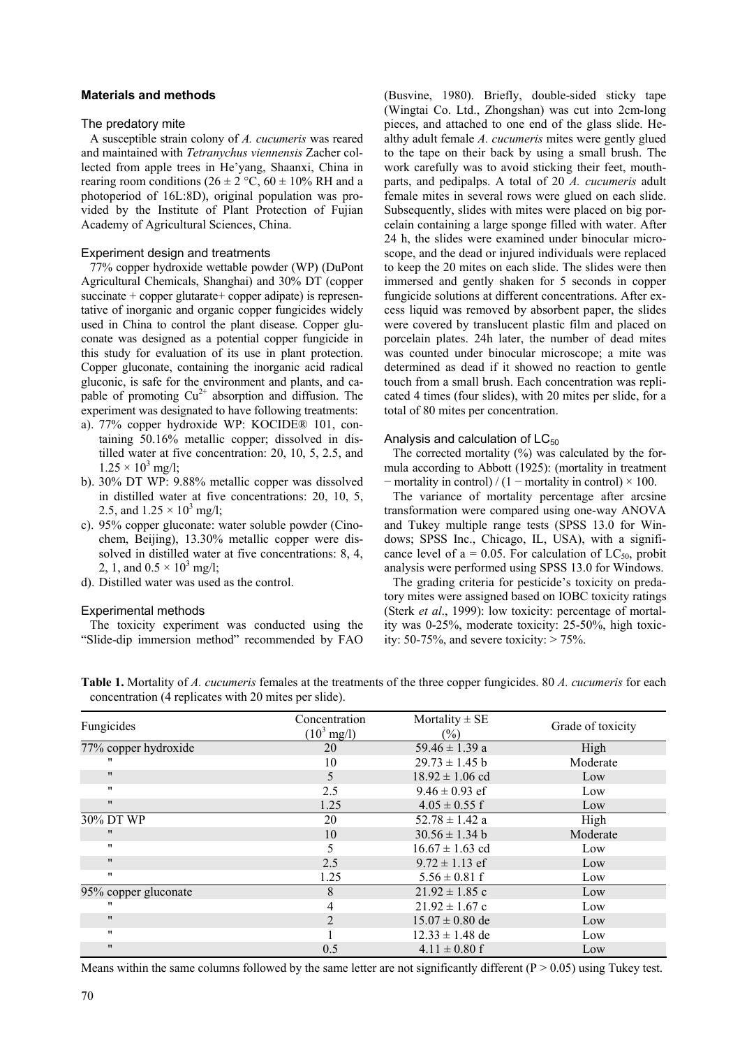## Materials and methods

### The predatory mite

A susceptible strain colony of *A. cucumeris* was reared and maintained with *Tetranychus viennensis* Zacher collected from apple trees in He'yang, Shaanxi, China in rearing room conditions ($26 \pm 2$ °C, $60 \pm 10$% RH and a photoperiod of 16L:8D), original population was provided by the Institute of Plant Protection of Fujian Academy of Agricultural Sciences, China.

### Experiment design and treatments

77% copper hydroxide wettable powder (WP) (DuPont Agricultural Chemicals, Shanghai) and 30% DT (copper succinate + copper glutarate+ copper adipate) is representative of inorganic and organic copper fungicides widely used in China to control the plant disease. Copper gluconate was designed as a potential copper fungicide in this study for evaluation of its use in plant protection. Copper gluconate, containing the inorganic acid radical gluconic, is safe for the environment and plants, and capable of promoting $Cu^{2+}$ absorption and diffusion. The experiment was designated to have following treatments:

a). 77% copper hydroxide WP: KOCIDE® 101, containing 50.16% metallic copper; dissolved in distilled water at five concentration: 20, 10, 5, 2.5, and $1.25 \times 10^3$ mg/l;
b). 30% DT WP: 9.88% metallic copper was dissolved in distilled water at five concentrations: 20, 10, 5, 2.5, and $1.25 \times 10^3$ mg/l;
c). 95% copper gluconate: water soluble powder (Cinochem, Beijing), 13.30% metallic copper were dissolved in distilled water at five concentrations: 8, 4, 2, 1, and $0.5 \times 10^3$ mg/l;
d). Distilled water was used as the control.

### Experimental methods

The toxicity experiment was conducted using the "Slide-dip immersion method" recommended by FAO (Busvine, 1980). Briefly, double-sided sticky tape (Wingtai Co. Ltd., Zhongshan) was cut into 2cm-long pieces, and attached to one end of the glass slide. Healthy adult female *A. cucumeris* mites were gently glued to the tape on their back by using a small brush. The work carefully was to avoid sticking their feet, mouthparts, and pedipalps. A total of 20 *A. cucumeris* adult female mites in several rows were glued on each slide. Subsequently, slides with mites were placed on big porcelain containing a large sponge filled with water. After 24 h, the slides were examined under binocular microscope, and the dead or injured individuals were replaced to keep the 20 mites on each slide. The slides were then immersed and gently shaken for 5 seconds in copper fungicide solutions at different concentrations. After excess liquid was removed by absorbent paper, the slides were covered by translucent plastic film and placed on porcelain plates. 24h later, the number of dead mites was counted under binocular microscope; a mite was determined as dead if it showed no reaction to gentle touch from a small brush. Each concentration was replicated 4 times (four slides), with 20 mites per slide, for a total of 80 mites per concentration.

### Analysis and calculation of $LC_{50}$

The corrected mortality (%) was calculated by the formula according to Abbott (1925): (mortality in treatment − mortality in control) / (1 − mortality in control) × 100.

The variance of mortality percentage after arcsine transformation were compared using one-way ANOVA and Tukey multiple range tests (SPSS 13.0 for Windows; SPSS Inc., Chicago, IL, USA), with a significance level of a = 0.05. For calculation of $LC_{50}$, probit analysis were performed using SPSS 13.0 for Windows.

The grading criteria for pesticide's toxicity on predatory mites were assigned based on IOBC toxicity ratings (Sterk *et al*., 1999): low toxicity: percentage of mortality was 0-25%, moderate toxicity: 25-50%, high toxicity: 50-75%, and severe toxicity: > 75%.

**Table 1.** Mortality of *A. cucumeris* females at the treatments of the three copper fungicides. 80 *A. cucumeris* for each concentration (4 replicates with 20 mites per slide).

| Fungicides | Concentration ($10^3$ mg/l) | Mortality ± SE (%) | Grade of toxicity |
|---|---|---|---|
| 77% copper hydroxide | 20 | 59.46 ± 1.39 a | High |
| " | 10 | 29.73 ± 1.45 b | Moderate |
| " | 5 | 18.92 ± 1.06 cd | Low |
| " | 2.5 | 9.46 ± 0.93 ef | Low |
| " | 1.25 | 4.05 ± 0.55 f | Low |
| 30% DT WP | 20 | 52.78 ± 1.42 a | High |
| " | 10 | 30.56 ± 1.34 b | Moderate |
| " | 5 | 16.67 ± 1.63 cd | Low |
| " | 2.5 | 9.72 ± 1.13 ef | Low |
| " | 1.25 | 5.56 ± 0.81 f | Low |
| 95% copper gluconate | 8 | 21.92 ± 1.85 c | Low |
| " | 4 | 21.92 ± 1.67 c | Low |
| " | 2 | 15.07 ± 0.80 de | Low |
| " | 1 | 12.33 ± 1.48 de | Low |
| " | 0.5 | 4.11 ± 0.80 f | Low |

Means within the same columns followed by the same letter are not significantly different (P > 0.05) using Tukey test.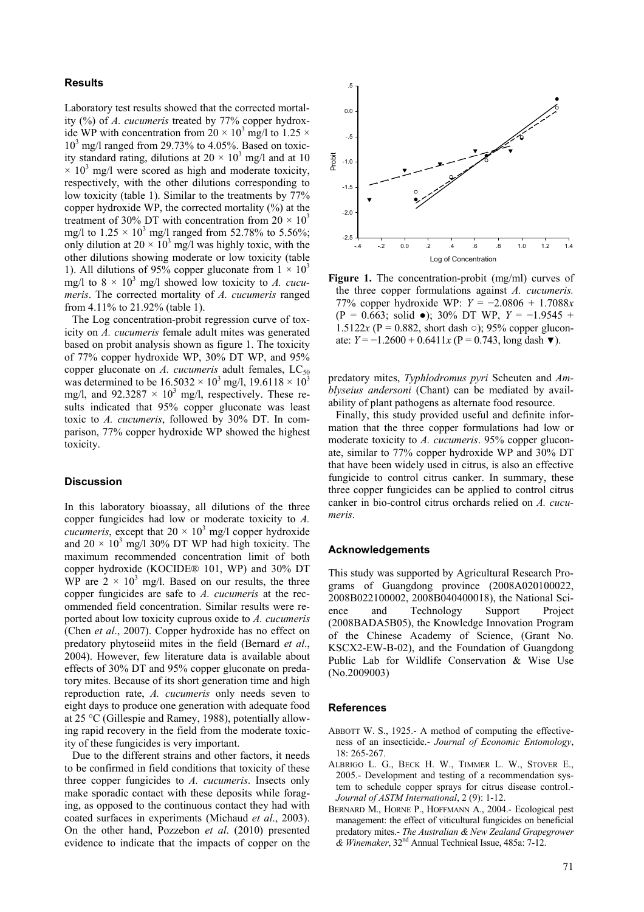## Results

Laboratory test results showed that the corrected mortality (%) of *A. cucumeris* treated by 77% copper hydroxide WP with concentration from $20 \times 10^3$ mg/l to $1.25 \times 10^3$ mg/l ranged from 29.73% to 4.05%. Based on toxicity standard rating, dilutions at $20 \times 10^3$ mg/l and at $10 \times 10^3$ mg/l were scored as high and moderate toxicity, respectively, with the other dilutions corresponding to low toxicity (table 1). Similar to the treatments by 77% copper hydroxide WP, the corrected mortality (%) at the treatment of 30% DT with concentration from $20 \times 10^3$ mg/l to $1.25 \times 10^3$ mg/l ranged from 52.78% to 5.56%; only dilution at $20 \times 10^3$ mg/l was highly toxic, with the other dilutions showing moderate or low toxicity (table 1). All dilutions of 95% copper gluconate from $1 \times 10^3$ mg/l to $8 \times 10^3$ mg/l showed low toxicity to *A. cucumeris*. The corrected mortality of *A. cucumeris* ranged from 4.11% to 21.92% (table 1).

The Log concentration-probit regression curve of toxicity on *A. cucumeris* female adult mites was generated based on probit analysis shown as figure 1. The toxicity of 77% copper hydroxide WP, 30% DT WP, and 95% copper gluconate on *A. cucumeris* adult females, $LC_{50}$ was determined to be $16.5032 \times 10^3$ mg/l, $19.6118 \times 10^3$ mg/l, and $92.3287 \times 10^3$ mg/l, respectively. These results indicated that 95% copper gluconate was least toxic to *A. cucumeris*, followed by 30% DT. In comparison, 77% copper hydroxide WP showed the highest toxicity.

## Discussion

In this laboratory bioassay, all dilutions of the three copper fungicides had low or moderate toxicity to *A. cucumeris*, except that $20 \times 10^3$ mg/l copper hydroxide and $20 \times 10^3$ mg/l 30% DT WP had high toxicity. The maximum recommended concentration limit of both copper hydroxide (KOCIDE® 101, WP) and 30% DT WP are $2 \times 10^3$ mg/l. Based on our results, the three copper fungicides are safe to *A. cucumeris* at the recommended field concentration. Similar results were reported about low toxicity cuprous oxide to *A. cucumeris* (Chen *et al*., 2007). Copper hydroxide has no effect on predatory phytoseiid mites in the field (Bernard *et al*., 2004). However, few literature data is available about effects of 30% DT and 95% copper gluconate on predatory mites. Because of its short generation time and high reproduction rate, *A. cucumeris* only needs seven to eight days to produce one generation with adequate food at 25 °C (Gillespie and Ramey, 1988), potentially allowing rapid recovery in the field from the moderate toxicity of these fungicides is very important.

Due to the different strains and other factors, it needs to be confirmed in field conditions that toxicity of these three copper fungicides to *A. cucumeris*. Insects only make sporadic contact with these deposits while foraging, as opposed to the continuous contact they had with coated surfaces in experiments (Michaud *et al*., 2003). On the other hand, Pozzebon *et al*. (2010) presented evidence to indicate that the impacts of copper on the predatory mites, *Typhlodromus pyri* Scheuten and *Amblyseius andersoni* (Chant) can be mediated by availability of plant pathogens as alternate food resource.

**Figure 1.** The concentration-probit (mg/ml) curves of the three copper formulations against *A. cucumeris.* 77% copper hydroxide WP: $Y = -2.0806 + 1.7088x$ (P = 0.663; solid ●); 30% DT WP, $Y = -1.9545 + 1.5122x$ (P = 0.882, short dash ○); 95% copper gluconate: $Y = -1.2600 + 0.6411x$ (P = 0.743, long dash ▼).

Finally, this study provided useful and definite information that the three copper formulations had low or moderate toxicity to *A. cucumeris*. 95% copper gluconate, similar to 77% copper hydroxide WP and 30% DT that have been widely used in citrus, is also an effective fungicide to control citrus canker. In summary, these three copper fungicides can be applied to control citrus canker in bio-control citrus orchards relied on *A. cucumeris*.

## Acknowledgements

This study was supported by Agricultural Research Programs of Guangdong province (2008A020100022, 2008B022100002, 2008B040400018), the National Science and Technology Support Project (2008BADA5B05), the Knowledge Innovation Program of the Chinese Academy of Science, (Grant No. KSCX2-EW-B-02), and the Foundation of Guangdong Public Lab for Wildlife Conservation & Wise Use (No.2009003)

## References

ABBOTT W. S., 1925.- A method of computing the effectiveness of an insecticide.- *Journal of Economic Entomology*, 18: 265-267.

ALBRIGO L. G., BECK H. W., TIMMER L. W., STOVER E., 2005.- Development and testing of a recommendation system to schedule copper sprays for citrus disease control.- *Journal of ASTM International*, 2 (9): 1-12.

BERNARD M., HORNE P., HOFFMANN A., 2004.- Ecological pest management: the effect of viticultural fungicides on beneficial predatory mites.- *The Australian & New Zealand Grapegrower & Winemaker*, 32nd Annual Technical Issue, 485a: 7-12.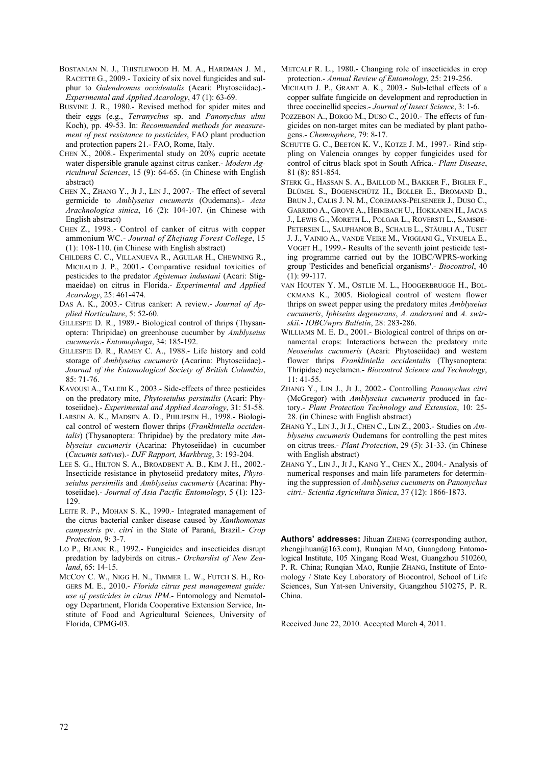BOSTANIAN N. J., THISTLEWOOD H. M. A., HARDMAN J. M., RACETTE G., 2009.- Toxicity of six novel fungicides and sulphur to *Galendromus occidentalis* (Acari: Phytoseiidae).- *Experimental and Applied Acarology*, 47 (1): 63-69.

BUSVINE J. R., 1980.- Revised method for spider mites and their eggs (e.g., *Tetranychus* sp. and *Panonychus ulmi* Koch), pp. 49-53. In: *Recommended methods for measurement of pest resistance to pesticides*, FAO plant production and protection papers 21.- FAO, Rome, Italy.

CHEN X., 2008.- Experimental study on 20% cupric acetate water dispersible granule against citrus canker.- *Modern Agricultural Sciences*, 15 (9): 64-65. (in Chinese with English abstract)

CHEN X., ZHANG Y., JI J., LIN J., 2007.- The effect of several germicide to *Amblyseius cucumeris* (Oudemans).- *Acta Arachnologica sinica*, 16 (2): 104-107. (in Chinese with English abstract)

CHEN Z., 1998.- Control of canker of citrus with copper ammonium WC.- *Journal of Zhejiang Forest College*, 15 (1): 108-110. (in Chinese with English abstract)

CHILDERS C. C., VILLANUEVA R., AGUILAR H., CHEWNING R., MICHAUD J. P., 2001.- Comparative residual toxicities of pesticides to the predator *Agistemus industani* (Acari: Stigmaeidae) on citrus in Florida.- *Experimental and Applied Acarology*, 25: 461-474.

DAS A. K., 2003.- Citrus canker: A review.- *Journal of Applied Horticulture*, 5: 52-60.

GILLESPIE D. R., 1989.- Biological control of thrips (Thysanoptera: Thripidae) on greenhouse cucumber by *Amblyseius cucumeris*.- *Entomophaga*, 34: 185-192.

GILLESPIE D. R., RAMEY C. A., 1988.- Life history and cold storage of *Amblyseius cucumeris* (Acarina: Phytoseiidae).- *Journal of the Entomological Society of British Columbia*, 85: 71-76.

KAVOUSI A., TALEBI K., 2003.- Side-effects of three pesticides on the predatory mite, *Phytoseiulus persimilis* (Acari: Phytoseiidae).- *Experimental and Applied Acarology*, 31: 51-58.

LARSEN A. K., MADSEN A. D., PHILIPSEN H., 1998.- Biological control of western flower thrips (*Frankliniella occidentalis*) (Thysanoptera: Thripidae) by the predatory mite *Amblyseius cucumeris* (Acarina: Phytoseiidae) in cucumber (*Cucumis sativus*).- *DJF Rapport, Markbrug*, 3: 193-204.

LEE S. G., HILTON S. A., BROADBENT A. B., KIM J. H., 2002.- Insecticide resistance in phytoseiid predatory mites, *Phytoseiulus persimilis* and *Amblyseius cucumeris* (Acarina: Phytoseiidae).- *Journal of Asia Pacific Entomology*, 5 (1): 123-129.

LEITE R. P., MOHAN S. K., 1990.- Integrated management of the citrus bacterial canker disease caused by *Xanthomonas campestris* pv. *citri* in the State of Paraná, Brazil.- *Crop Protection*, 9: 3-7.

LO P., BLANK R., 1992.- Fungicides and insecticides disrupt predation by ladybirds on citrus.- *Orchardist of New Zealand*, 65: 14-15.

MCCOY C. W., NIGG H. N., TIMMER L. W., FUTCH S. H., ROGERS M. E., 2010.- *Florida citrus pest management guide: use of pesticides in citrus IPM*.- Entomology and Nematology Department, Florida Cooperative Extension Service, Institute of Food and Agricultural Sciences, University of Florida, CPMG-03.

METCALF R. L., 1980.- Changing role of insecticides in crop protection.- *Annual Review of Entomology*, 25: 219-256.

MICHAUD J. P., GRANT A. K., 2003.- Sub-lethal effects of a copper sulfate fungicide on development and reproduction in three coccinellid species.- *Journal of Insect Science*, 3: 1-6.

POZZEBON A., BORGO M., DUSO C., 2010.- The effects of fungicides on non-target mites can be mediated by plant pathogens.- *Chemosphere*, 79: 8-17.

SCHUTTE G. C., BEETON K. V., KOTZE J. M., 1997.- Rind stippling on Valencia oranges by copper fungicides used for control of citrus black spot in South Africa.- *Plant Disease*, 81 (8): 851-854.

STERK G., HASSAN S. A., BAILLOD M., BAKKER F., BIGLER F., BLÜMEL S., BOGENSCHÜTZ H., BOLLER E., BROMAND B., BRUN J., CALIS J. N. M., COREMANS-PELSENEER J., DUSO C., GARRIDO A., GROVE A., HEIMBACH U., HOKKANEN H., JACAS J., LEWIS G., MORETH L., POLGAR L., ROVERSTI L., SAMSØE-PETERSEN L., SAUPHANOR B., SCHAUB L., STÄUBLI A., TUSET J. J., VAINIO A., VANDE VEIRE M., VIGGIANI G., VINUELA E., VOGET H., 1999.- Results of the seventh joint pesticide testing programme carried out by the IOBC/WPRS-working group 'Pesticides and beneficial organisms'.- *Biocontrol*, 40 (1): 99-117.

VAN HOUTEN Y. M., OSTLIE M. L., HOOGERBRUGGE H., BOLCKMANS K., 2005. Biological control of western flower thrips on sweet pepper using the predatory mites *Amblyseius cucumeris*, *Iphiseius degenerans*, *A. andersoni* and *A. swirskii*.- *IOBC/wprs Bulletin*, 28: 283-286.

WILLIAMS M. E. D., 2001.- Biological control of thrips on ornamental crops: Interactions between the predatory mite *Neoseiulus cucumeris* (Acari: Phytoseiidae) and western flower thrips *Frankliniella occidentalis* (Thysanoptera: Thripidae) ncyclamen.- *Biocontrol Science and Technology*, 11: 41-55.

ZHANG Y., LIN J., JI J., 2002.- Controlling *Panonychus citri* (McGregor) with *Amblyseius cucumeris* produced in factory.- *Plant Protection Technology and Extension*, 10: 25-28. (in Chinese with English abstract)

ZHANG Y., LIN J., JI J., CHEN C., LIN Z., 2003.- Studies on *Amblyseius cucumeris* Oudemans for controlling the pest mites on citrus trees.- *Plant Protection*, 29 (5): 31-33. (in Chinese with English abstract)

ZHANG Y., LIN J., JI J., KANG Y., CHEN X., 2004.- Analysis of numerical responses and main life parameters for determining the suppression of *Amblyseius cucumeris* on *Panonychus citri*.- *Scientia Agricultura Sinica*, 37 (12): 1866-1873.

**Authors' addresses:** Jihuan ZHENG (corresponding author, zhengjihuan@163.com), Runqian MAO, Guangdong Entomological Institute, 105 Xingang Road West, Guangzhou 510260, P. R. China; Runqian MAO, Runjie ZHANG, Institute of Entomology / State Key Laboratory of Biocontrol, School of Life Sciences, Sun Yat-sen University, Guangzhou 510275, P. R. China.

Received June 22, 2010. Accepted March 4, 2011.